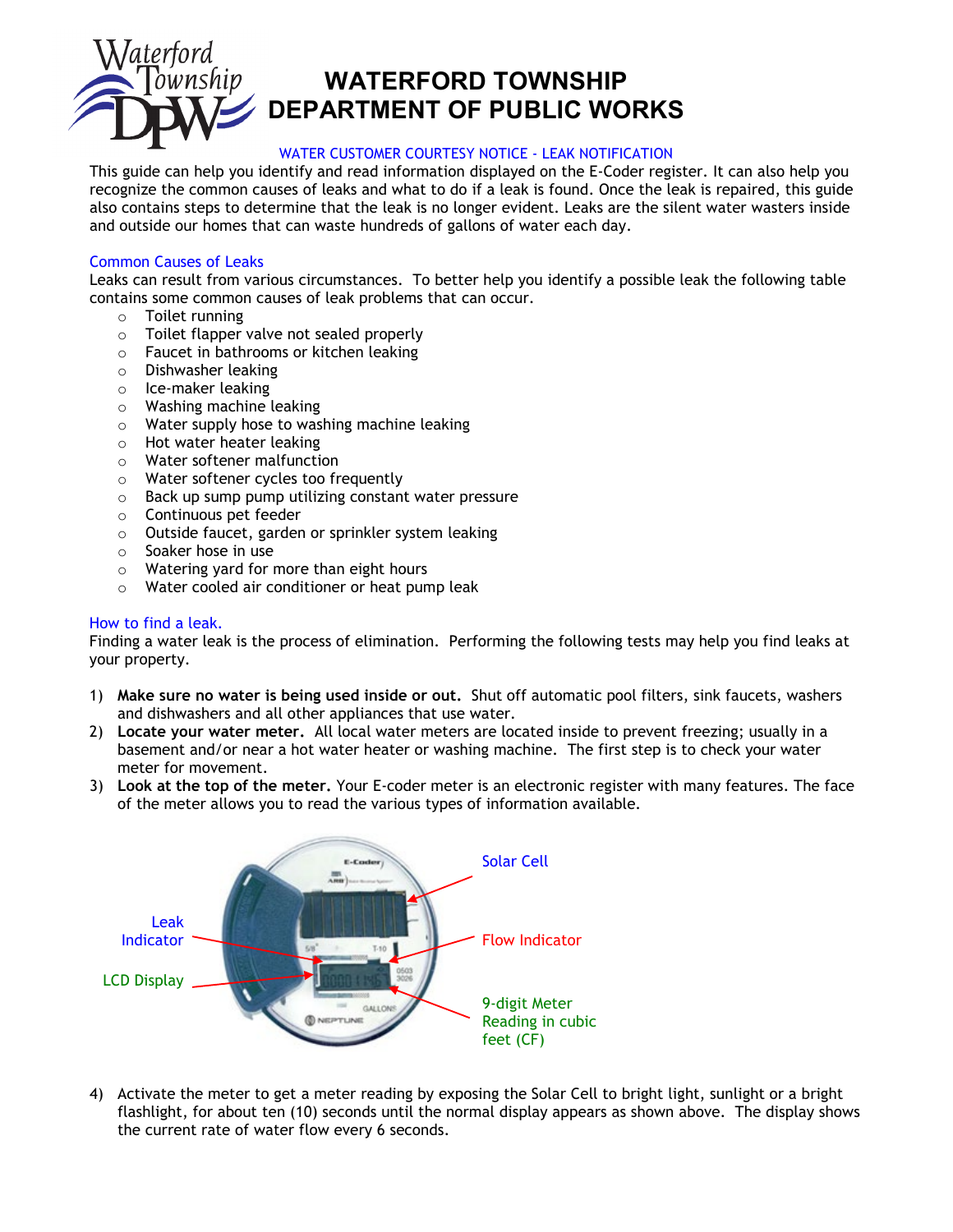# WATERFORD TOWNSHIP DEPARTMENT OF PUBLIC WORKS

WATER CUSTOMER COURTESY NOTICE - LEAK NOTIFICATION

This guide can help you identify and read information displayed on the E-Coder register. It can also help you recognize the common causes of leaks and what to do if a leak is found. Once the leak is repaired, this guide also contains steps to determine that the leak is no longer evident. Leaks are the silent water wasters inside and outside our homes that can waste hundreds of gallons of water each day.

## Common Causes of Leaks

Leaks can result from various circumstances. To better help you identify a possible leak the following table contains some common causes of leak problems that can occur.

- Toilet running
- Toilet flapper valve not sealed properly
- Faucet in bathrooms or kitchen leaking
- Dishwasher leaking
- Ice-maker leaking
- Washing machine leaking
- Water supply hose to washing machine leaking
- Hot water heater leaking
- Water softener malfunction
- Water softener cycles too frequently
- Back up sump pump utilizing constant water pressure
- Continuous pet feeder
- Outside faucet, garden or sprinkler system leaking
- Soaker hose in use
- Watering yard for more than eight hours
- Water cooled air conditioner or heat pump leak

## How to find a leak.

Finding a water leak is the process of elimination. Performing the following tests may help you find leaks at your property.

1) **Make sure no water is being used inside or out.** Shut off automatic pool filters, sink faucets, washers and dishwashers and all other appliances that use water.
2) **Locate your water meter.** All local water meters are located inside to prevent freezing; usually in a basement and/or near a hot water heater or washing machine. The first step is to check your water meter for movement.
3) **Look at the top of the meter.** Your E-coder meter is an electronic register with many features. The face of the meter allows you to read the various types of information available.

Solar Cell

Leak Indicator

Flow Indicator

LCD Display

9-digit Meter Reading in cubic feet (CF)

4) Activate the meter to get a meter reading by exposing the Solar Cell to bright light, sunlight or a bright flashlight, for about ten (10) seconds until the normal display appears as shown above. The display shows the current rate of water flow every 6 seconds.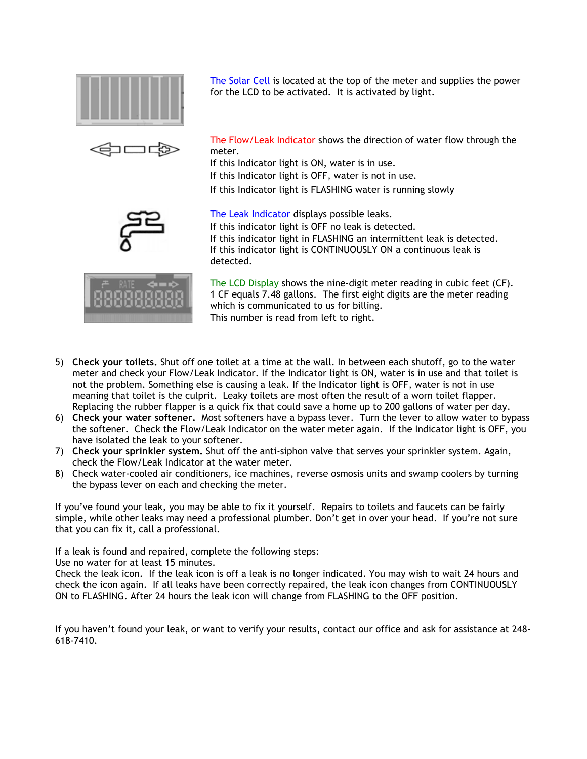The Solar Cell is located at the top of the meter and supplies the power for the LCD to be activated. It is activated by light.

The Flow/Leak Indicator shows the direction of water flow through the meter.
If this Indicator light is ON, water is in use.
If this Indicator light is OFF, water is not in use.
If this Indicator light is FLASHING water is running slowly

The Leak Indicator displays possible leaks.
If this indicator light is OFF no leak is detected.
If this indicator light in FLASHING an intermittent leak is detected.
If this indicator light is CONTINUOUSLY ON a continuous leak is detected.

The LCD Display shows the nine-digit meter reading in cubic feet (CF). 1 CF equals 7.48 gallons. The first eight digits are the meter reading which is communicated to us for billing.
This number is read from left to right.

5) **Check your toilets.** Shut off one toilet at a time at the wall. In between each shutoff, go to the water meter and check your Flow/Leak Indicator. If the Indicator light is ON, water is in use and that toilet is not the problem. Something else is causing a leak. If the Indicator light is OFF, water is not in use meaning that toilet is the culprit. Leaky toilets are most often the result of a worn toilet flapper. Replacing the rubber flapper is a quick fix that could save a home up to 200 gallons of water per day.
6) **Check your water softener.** Most softeners have a bypass lever. Turn the lever to allow water to bypass the softener. Check the Flow/Leak Indicator on the water meter again. If the Indicator light is OFF, you have isolated the leak to your softener.
7) **Check your sprinkler system.** Shut off the anti-siphon valve that serves your sprinkler system. Again, check the Flow/Leak Indicator at the water meter.
8) Check water-cooled air conditioners, ice machines, reverse osmosis units and swamp coolers by turning the bypass lever on each and checking the meter.

If you've found your leak, you may be able to fix it yourself. Repairs to toilets and faucets can be fairly simple, while other leaks may need a professional plumber. Don't get in over your head. If you're not sure that you can fix it, call a professional.

If a leak is found and repaired, complete the following steps:
Use no water for at least 15 minutes.
Check the leak icon. If the leak icon is off a leak is no longer indicated. You may wish to wait 24 hours and check the icon again. If all leaks have been correctly repaired, the leak icon changes from CONTINUOUSLY ON to FLASHING. After 24 hours the leak icon will change from FLASHING to the OFF position.

If you haven't found your leak, or want to verify your results, contact our office and ask for assistance at 248-618-7410.